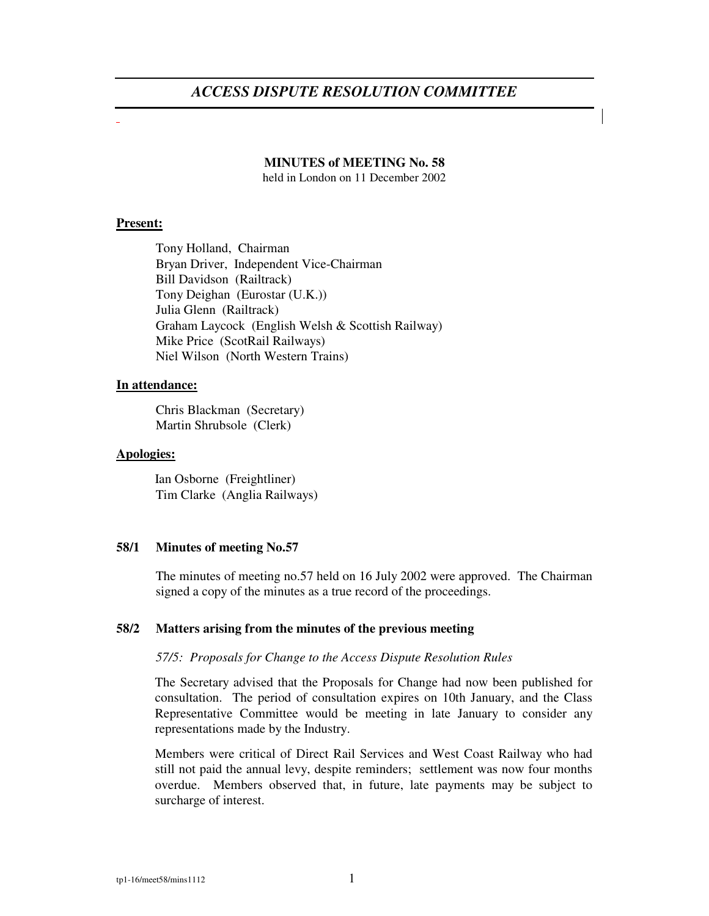# *ACCESS DISPUTE RESOLUTION COMMITTEE*

**MINUTES of MEETING No. 58**
held in London on 11 December 2002

**Present:**

Tony Holland, Chairman
Bryan Driver, Independent Vice-Chairman
Bill Davidson (Railtrack)
Tony Deighan (Eurostar (U.K.))
Julia Glenn (Railtrack)
Graham Laycock (English Welsh & Scottish Railway)
Mike Price (ScotRail Railways)
Niel Wilson (North Western Trains)

**In attendance:**

Chris Blackman (Secretary)
Martin Shrubsole (Clerk)

**Apologies:**

Ian Osborne (Freightliner)
Tim Clarke (Anglia Railways)

### 58/1 Minutes of meeting No.57

The minutes of meeting no.57 held on 16 July 2002 were approved. The Chairman signed a copy of the minutes as a true record of the proceedings.

### 58/2 Matters arising from the minutes of the previous meeting

*57/5: Proposals for Change to the Access Dispute Resolution Rules*

The Secretary advised that the Proposals for Change had now been published for consultation. The period of consultation expires on 10th January, and the Class Representative Committee would be meeting in late January to consider any representations made by the Industry.

Members were critical of Direct Rail Services and West Coast Railway who had still not paid the annual levy, despite reminders; settlement was now four months overdue. Members observed that, in future, late payments may be subject to surcharge of interest.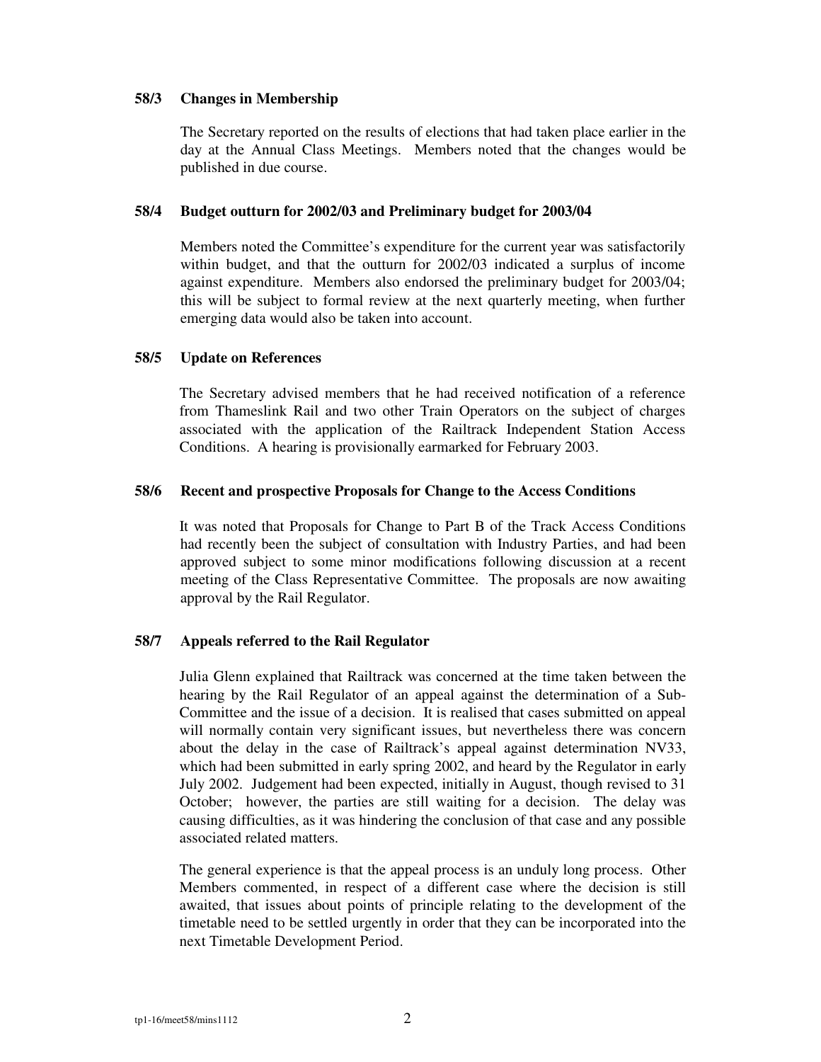### 58/3 Changes in Membership

The Secretary reported on the results of elections that had taken place earlier in the day at the Annual Class Meetings. Members noted that the changes would be published in due course.

### 58/4 Budget outturn for 2002/03 and Preliminary budget for 2003/04

Members noted the Committee's expenditure for the current year was satisfactorily within budget, and that the outturn for 2002/03 indicated a surplus of income against expenditure. Members also endorsed the preliminary budget for 2003/04; this will be subject to formal review at the next quarterly meeting, when further emerging data would also be taken into account.

### 58/5 Update on References

The Secretary advised members that he had received notification of a reference from Thameslink Rail and two other Train Operators on the subject of charges associated with the application of the Railtrack Independent Station Access Conditions. A hearing is provisionally earmarked for February 2003.

### 58/6 Recent and prospective Proposals for Change to the Access Conditions

It was noted that Proposals for Change to Part B of the Track Access Conditions had recently been the subject of consultation with Industry Parties, and had been approved subject to some minor modifications following discussion at a recent meeting of the Class Representative Committee. The proposals are now awaiting approval by the Rail Regulator.

### 58/7 Appeals referred to the Rail Regulator

Julia Glenn explained that Railtrack was concerned at the time taken between the hearing by the Rail Regulator of an appeal against the determination of a Sub-Committee and the issue of a decision. It is realised that cases submitted on appeal will normally contain very significant issues, but nevertheless there was concern about the delay in the case of Railtrack's appeal against determination NV33, which had been submitted in early spring 2002, and heard by the Regulator in early July 2002. Judgement had been expected, initially in August, though revised to 31 October; however, the parties are still waiting for a decision. The delay was causing difficulties, as it was hindering the conclusion of that case and any possible associated related matters.

The general experience is that the appeal process is an unduly long process. Other Members commented, in respect of a different case where the decision is still awaited, that issues about points of principle relating to the development of the timetable need to be settled urgently in order that they can be incorporated into the next Timetable Development Period.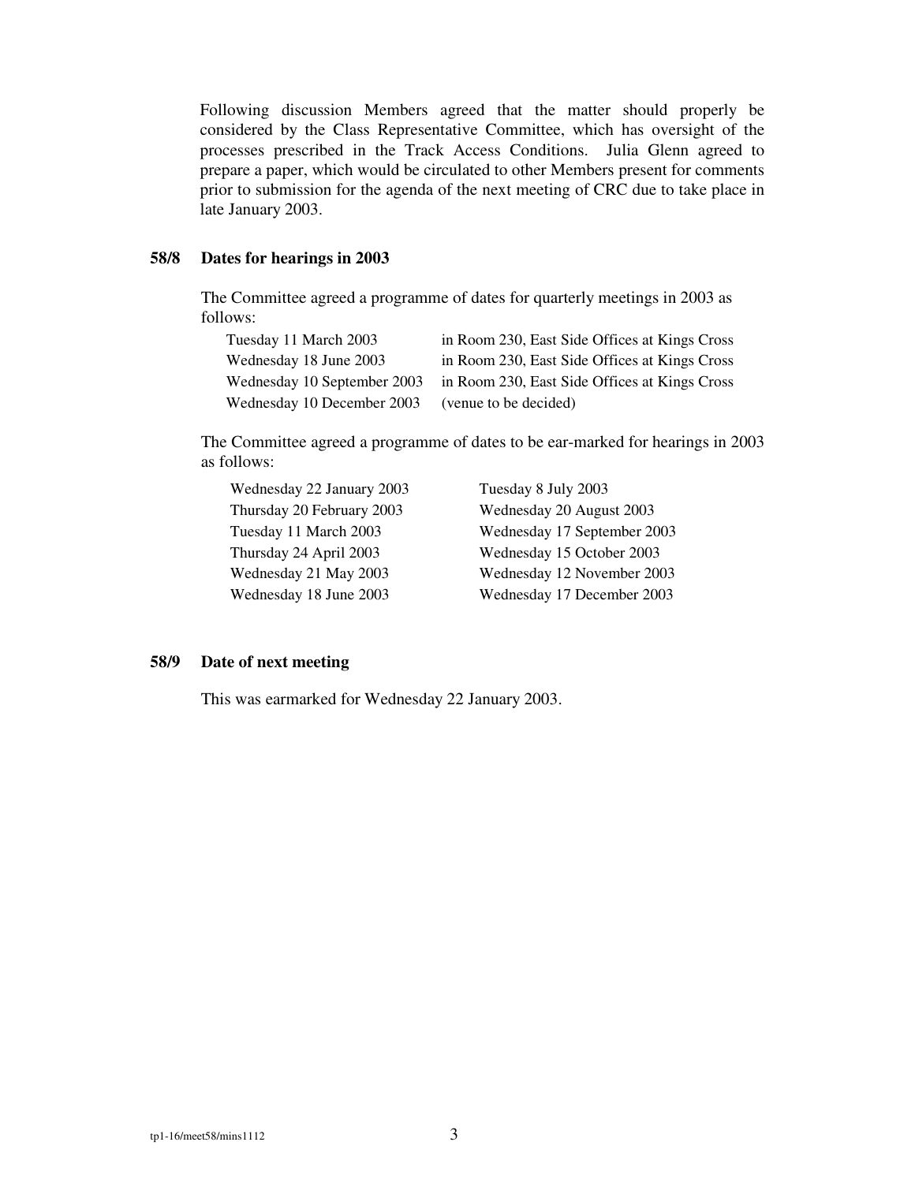Following discussion Members agreed that the matter should properly be considered by the Class Representative Committee, which has oversight of the processes prescribed in the Track Access Conditions. Julia Glenn agreed to prepare a paper, which would be circulated to other Members present for comments prior to submission for the agenda of the next meeting of CRC due to take place in late January 2003.

### 58/8 Dates for hearings in 2003

The Committee agreed a programme of dates for quarterly meetings in 2003 as follows:

| | |
|---|---|
| Tuesday 11 March 2003 | in Room 230, East Side Offices at Kings Cross |
| Wednesday 18 June 2003 | in Room 230, East Side Offices at Kings Cross |
| Wednesday 10 September 2003 | in Room 230, East Side Offices at Kings Cross |
| Wednesday 10 December 2003 | (venue to be decided) |

The Committee agreed a programme of dates to be ear-marked for hearings in 2003 as follows:

| | |
|---|---|
| Wednesday 22 January 2003 | Tuesday 8 July 2003 |
| Thursday 20 February 2003 | Wednesday 20 August 2003 |
| Tuesday 11 March 2003 | Wednesday 17 September 2003 |
| Thursday 24 April 2003 | Wednesday 15 October 2003 |
| Wednesday 21 May 2003 | Wednesday 12 November 2003 |
| Wednesday 18 June 2003 | Wednesday 17 December 2003 |

### 58/9 Date of next meeting

This was earmarked for Wednesday 22 January 2003.

tp1-16/meet58/mins1112